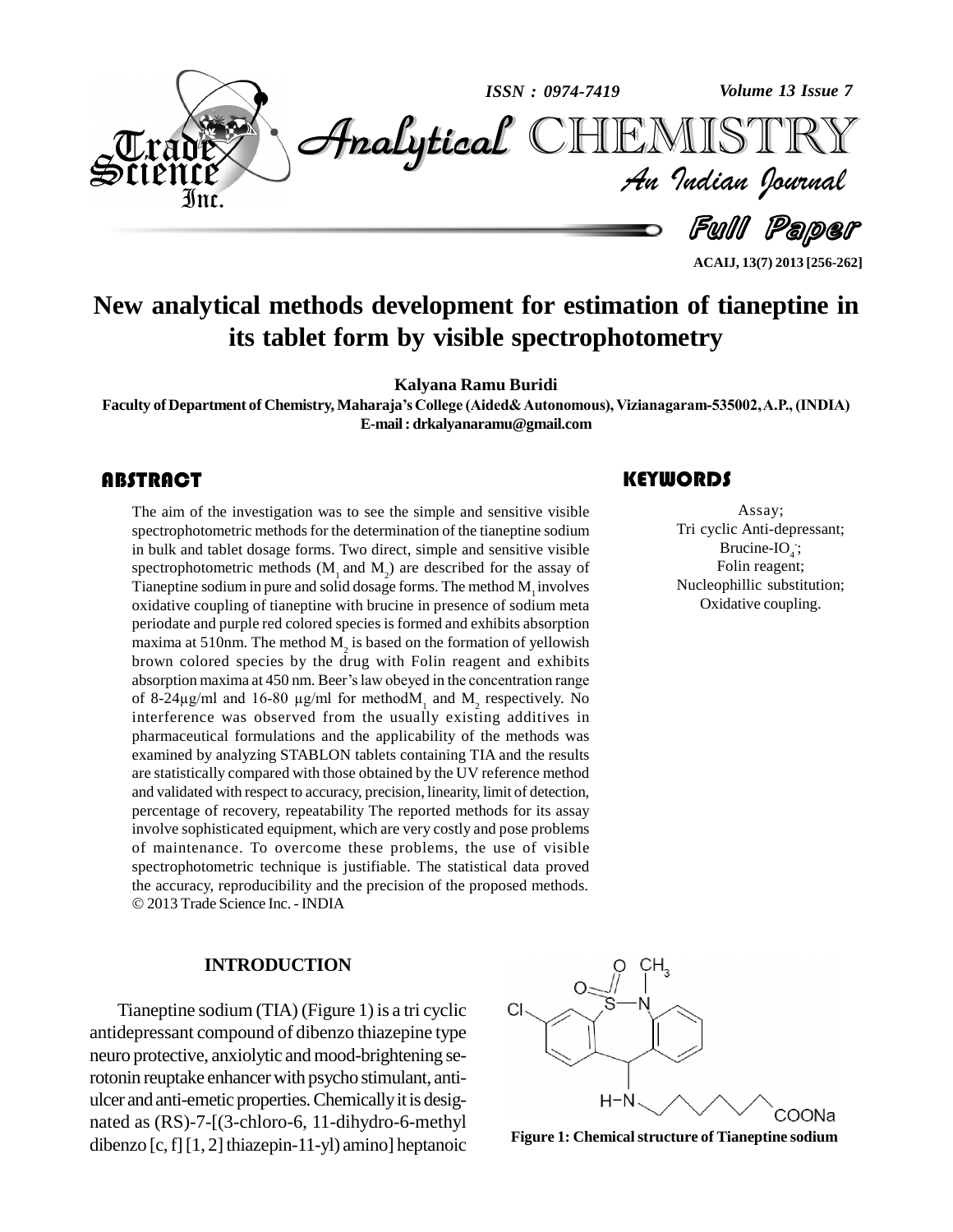# New analytical methods development for estimation of tianeptine in its tablet form by visible spectrophotometry

**Kalyana Ramu Buridi**

**Faculty of Department of Chemistry, Maharaja's College (Aided& Autonomous), Vizianagaram-535002, A.P., (INDIA)**
**E-mail : drkalyanaramu@gmail.com**

## ABSTRACT

The aim of the investigation was to see the simple and sensitive visible spectrophotometric methods for the determination of the tianeptine sodium in bulk and tablet dosage forms. Two direct, simple and sensitive visible spectrophotometric methods ($M_1$ and $M_2$) are described for the assay of Tianeptine sodium in pure and solid dosage forms. The method $M_1$ involves oxidative coupling of tianeptine with brucine in presence of sodium meta periodate and purple red colored species is formed and exhibits absorption maxima at 510nm. The method $M_2$ is based on the formation of yellowish brown colored species by the drug with Folin reagent and exhibits absorption maxima at 450 nm. Beer's law obeyed in the concentration range of 8-24µg/ml and 16-80 µg/ml for method$M_1$ and $M_2$ respectively. No interference was observed from the usually existing additives in pharmaceutical formulations and the applicability of the methods was examined by analyzing STABLON tablets containing TIA and the results are statistically compared with those obtained by the UV reference method and validated with respect to accuracy, precision, linearity, limit of detection, percentage of recovery, repeatability The reported methods for its assay involve sophisticated equipment, which are very costly and pose problems of maintenance. To overcome these problems, the use of visible spectrophotometric technique is justifiable. The statistical data proved the accuracy, reproducibility and the precision of the proposed methods.
© 2013 Trade Science Inc. - INDIA

## KEYWORDS

Assay;
Tri cyclic Anti-depressant;
Brucine-$IO_4^-$;
Folin reagent;
Nucleophillic substitution;
Oxidative coupling.

## INTRODUCTION

Tianeptine sodium (TIA) (Figure 1) is a tri cyclic antidepressant compound of dibenzo thiazepine type neuro protective, anxiolytic and mood-brightening serotonin reuptake enhancer with psycho stimulant, anti-ulcer and anti-emetic properties. Chemically it is designated as (RS)-7-[(3-chloro-6, 11-dihydro-6-methyl dibenzo [c, f] [1, 2] thiazepin-11-yl) amino] heptanoic

**Figure 1: Chemical structure of Tianeptine sodium**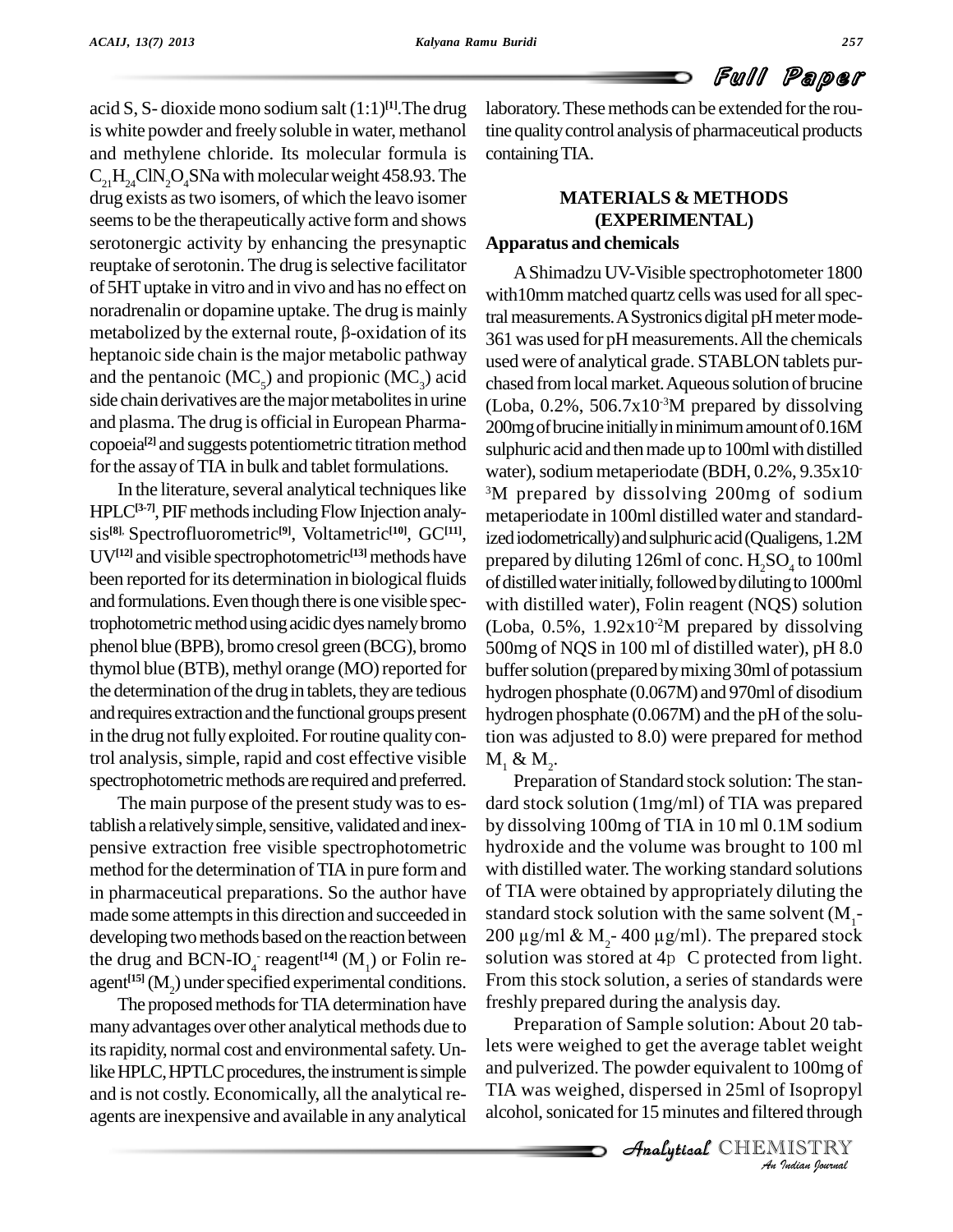acid S, S- dioxide mono sodium salt (1:1)[1].The drug is white powder and freely soluble in water, methanol and methylene chloride. Its molecular formula is $C_{21}H_{24}ClN_2O_4SNa$ with molecular weight 458.93. The drug exists as two isomers, of which the leavo isomer seems to be the therapeutically active form and shows serotonergic activity by enhancing the presynaptic reuptake of serotonin. The drug is selective facilitator of 5HT uptake in vitro and in vivo and has no effect on noradrenalin or dopamine uptake. The drug is mainly metabolized by the external route, β-oxidation of its heptanoic side chain is the major metabolic pathway and the pentanoic ($MC_5$) and propionic ($MC_3$) acid side chain derivatives are the major metabolites in urine and plasma. The drug is official in European Pharmacopoeia[2] and suggests potentiometric titration method for the assay of TIA in bulk and tablet formulations.

In the literature, several analytical techniques like HPLC[3-7], PIF methods including Flow Injection analysis[8], Spectrofluorometric[9], Voltametric[10], GC[11], UV[12] and visible spectrophotometric[13] methods have been reported for its determination in biological fluids and formulations. Even though there is one visible spectrophotometric method using acidic dyes namely bromo phenol blue (BPB), bromo cresol green (BCG), bromo thymol blue (BTB), methyl orange (MO) reported for the determination of the drug in tablets, they are tedious and requires extraction and the functional groups present in the drug not fully exploited. For routine quality control analysis, simple, rapid and cost effective visible spectrophotometric methods are required and preferred.

The main purpose of the present study was to establish a relatively simple, sensitive, validated and inexpensive extraction free visible spectrophotometric method for the determination of TIA in pure form and in pharmaceutical preparations. So the author have made some attempts in this direction and succeeded in developing two methods based on the reaction between the drug and BCN-$IO_4^-$ reagent[14] ($M_1$) or Folin reagent[15] ($M_2$) under specified experimental conditions.

The proposed methods for TIA determination have many advantages over other analytical methods due to its rapidity, normal cost and environmental safety. Unlike HPLC, HPTLC procedures, the instrument is simple and is not costly. Economically, all the analytical reagents are inexpensive and available in any analytical laboratory. These methods can be extended for the routine quality control analysis of pharmaceutical products containing TIA.

## MATERIALS & METHODS (EXPERIMENTAL)

### Apparatus and chemicals

A Shimadzu UV-Visible spectrophotometer 1800 with10mm matched quartz cells was used for all spectral measurements. A Systronics digital pH meter mode-361 was used for pH measurements. All the chemicals used were of analytical grade. STABLON tablets purchased from local market. Aqueous solution of brucine (Loba, 0.2%, $506.7 \times 10^{-3}$M prepared by dissolving 200mg of brucine initially in minimum amount of 0.16M sulphuric acid and then made up to 100ml with distilled water), sodium metaperiodate (BDH, 0.2%, $9.35 \times 10^{-3}$M prepared by dissolving 200mg of sodium metaperiodate in 100ml distilled water and standardized iodometrically) and sulphuric acid (Qualigens, 1.2M prepared by diluting 126ml of conc. $H_2SO_4$ to 100ml of distilled water initially, followed by diluting to 1000ml with distilled water), Folin reagent (NQS) solution (Loba, 0.5%, $1.92 \times 10^{-2}$M prepared by dissolving 500mg of NQS in 100 ml of distilled water), pH 8.0 buffer solution (prepared by mixing 30ml of potassium hydrogen phosphate (0.067M) and 970ml of disodium hydrogen phosphate (0.067M) and the pH of the solution was adjusted to 8.0) were prepared for method $M_1$ & $M_2$.

Preparation of Standard stock solution: The standard stock solution (1mg/ml) of TIA was prepared by dissolving 100mg of TIA in 10 ml 0.1M sodium hydroxide and the volume was brought to 100 ml with distilled water. The working standard solutions of TIA were obtained by appropriately diluting the standard stock solution with the same solvent ($M_1$- 200 μg/ml & $M_2$- 400 μg/ml). The prepared stock solution was stored at 4p C protected from light. From this stock solution, a series of standards were freshly prepared during the analysis day.

Preparation of Sample solution: About 20 tablets were weighed to get the average tablet weight and pulverized. The powder equivalent to 100mg of TIA was weighed, dispersed in 25ml of Isopropyl alcohol, sonicated for 15 minutes and filtered through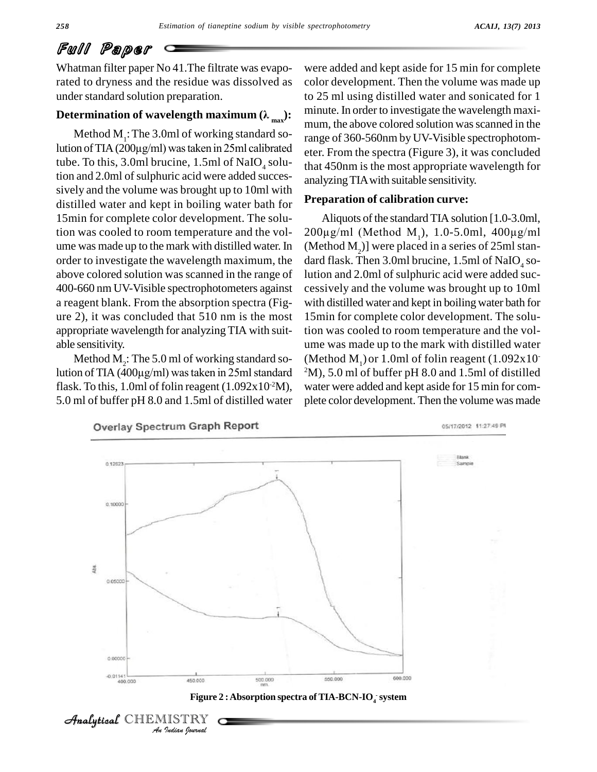Whatman filter paper No 41.The filtrate was evaporated to dryness and the residue was dissolved as under standard solution preparation.

### Determination of wavelength maximum ($\lambda_{max}$):

Method $M_1$: The 3.0ml of working standard solution of TIA (200µg/ml) was taken in 25ml calibrated tube. To this, 3.0ml brucine, 1.5ml of $NaIO_4$ solution and 2.0ml of sulphuric acid were added successively and the volume was brought up to 10ml with distilled water and kept in boiling water bath for 15min for complete color development. The solution was cooled to room temperature and the volume was made up to the mark with distilled water. In order to investigate the wavelength maximum, the above colored solution was scanned in the range of 400-660 nm UV-Visible spectrophotometers against a reagent blank. From the absorption spectra (Figure 2), it was concluded that 510 nm is the most appropriate wavelength for analyzing TIA with suitable sensitivity.

Method $M_2$: The 5.0 ml of working standard solution of TIA (400µg/ml) was taken in 25ml standard flask. To this, 1.0ml of folin reagent ($1.092 \times 10^{-2}$M), 5.0 ml of buffer pH 8.0 and 1.5ml of distilled water were added and kept aside for 15 min for complete color development. Then the volume was made up to 25 ml using distilled water and sonicated for 1 minute. In order to investigate the wavelength maximum, the above colored solution was scanned in the range of 360-560nm by UV-Visible spectrophotometer. From the spectra (Figure 3), it was concluded that 450nm is the most appropriate wavelength for analyzing TIA with suitable sensitivity.

### Preparation of calibration curve:

Aliquots of the standard TIA solution [1.0-3.0ml, 200µg/ml (Method $M_1$), 1.0-5.0ml, 400µg/ml (Method $M_2$)] were placed in a series of 25ml standard flask. Then 3.0ml brucine, 1.5ml of $NaIO_4$ solution and 2.0ml of sulphuric acid were added successively and the volume was brought up to 10ml with distilled water and kept in boiling water bath for 15min for complete color development. The solution was cooled to room temperature and the volume was made up to the mark with distilled water (Method $M_1$) or 1.0ml of folin reagent ($1.092 \times 10^{-2}$M), 5.0 ml of buffer pH 8.0 and 1.5ml of distilled water were added and kept aside for 15 min for complete color development. Then the volume was made

Figure 2 : Absorption spectra of TIA-BCN-$IO_4^-$ system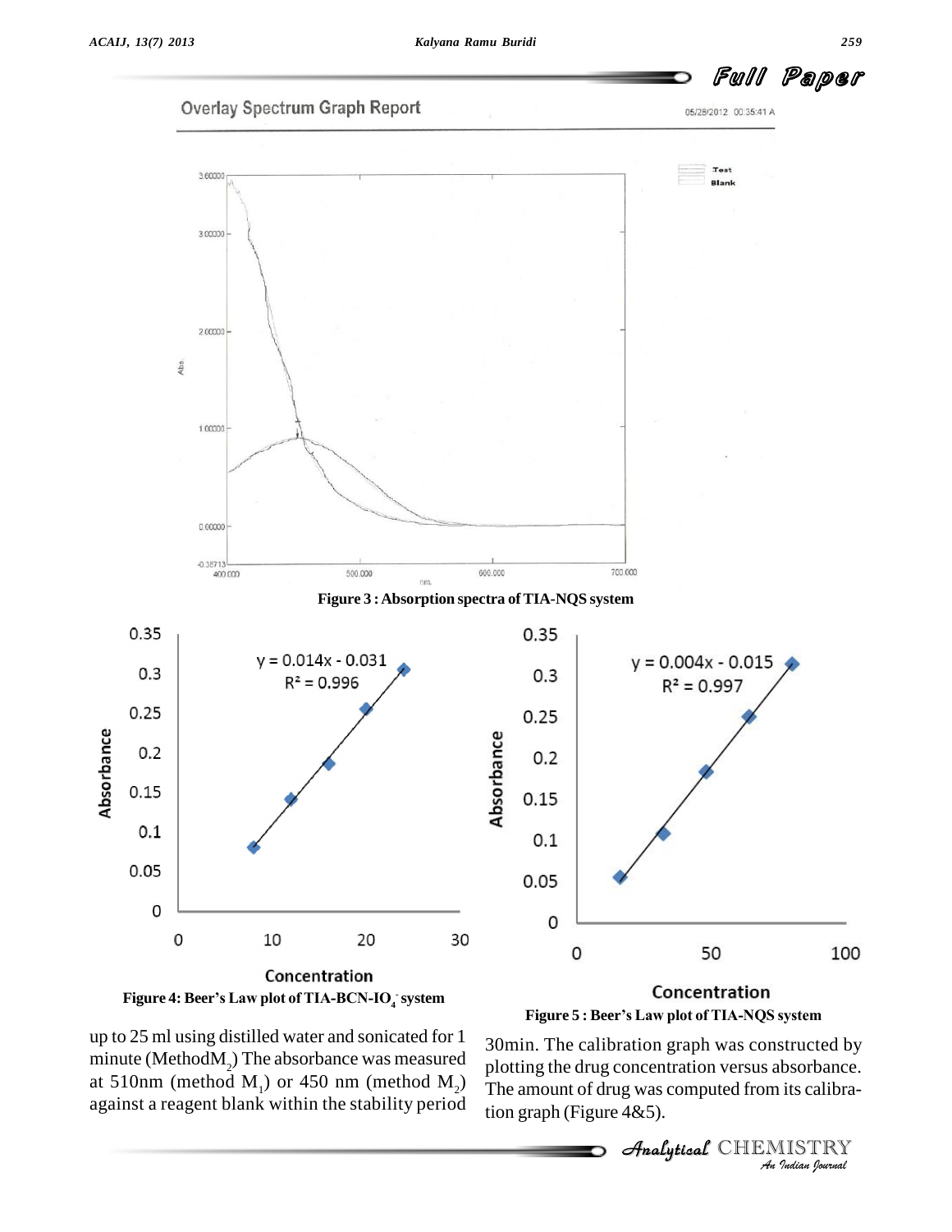Figure 3 : Absorption spectra of TIA-NQS system

Figure 4: Beer's Law plot of TIA-BCN-$IO_4^-$ system

Figure 5 : Beer's Law plot of TIA-NQS system

up to 25 ml using distilled water and sonicated for 1 minute (Method$M_2$) The absorbance was measured at 510nm (method $M_1$) or 450 nm (method $M_2$) against a reagent blank within the stability period 30min. The calibration graph was constructed by plotting the drug concentration versus absorbance. The amount of drug was computed from its calibration graph (Figure 4&5).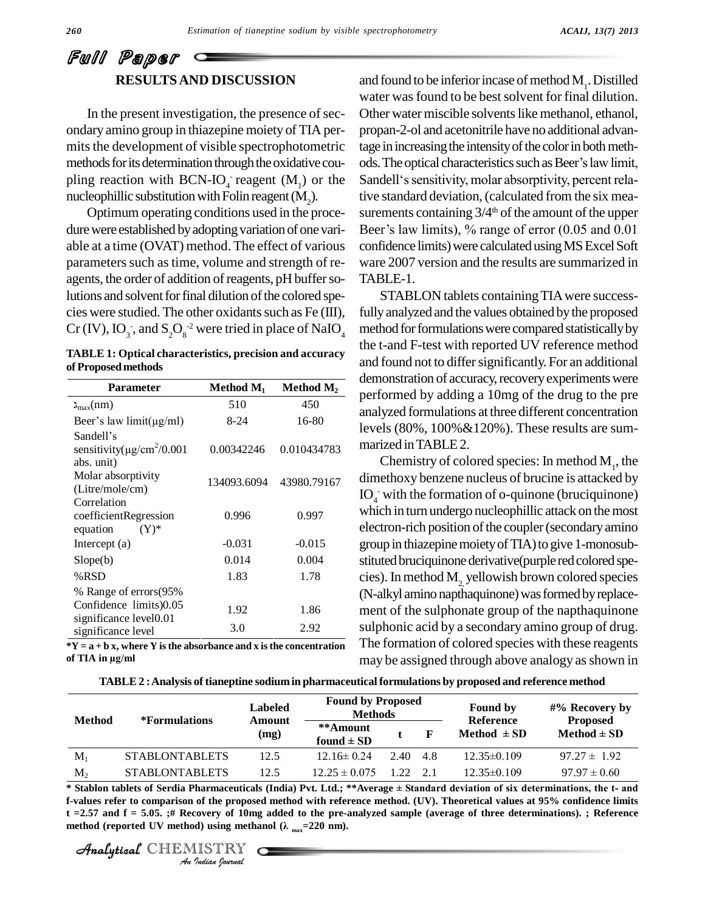## RESULTS AND DISCUSSION

In the present investigation, the presence of secondary amino group in thiazepine moiety of TIA permits the development of visible spectrophotometric methods for its determination through the oxidative coupling reaction with BCN-$IO_4^-$ reagent ($M_1$) or the nucleophillic substitution with Folin reagent ($M_2$).

Optimum operating conditions used in the procedure were established by adopting variation of one variable at a time (OVAT) method. The effect of various parameters such as time, volume and strength of reagents, the order of addition of reagents, pH buffer solutions and solvent for final dilution of the colored species were studied. The other oxidants such as Fe (III), Cr (IV), $IO_3^-$, and $S_2O_8^{-2}$ were tried in place of $NaIO_4$ and found to be inferior incase of method $M_1$. Distilled water was found to be best solvent for final dilution. Other water miscible solvents like methanol, ethanol, propan-2-ol and acetonitrile have no additional advantage in increasing the intensity of the color in both methods. The optical characteristics such as Beer's law limit, Sandell's sensitivity, molar absorptivity, percent relative standard deviation, (calculated from the six measurements containing 3/4[th] of the amount of the upper Beer's law limits), % range of error (0.05 and 0.01 confidence limits) were calculated using MS Excel Soft ware 2007 version and the results are summarized in TABLE-1.

**TABLE 1: Optical characteristics, precision and accuracy of Proposed methods**

| Parameter | Method $M_1$ | Method $M_2$ |
|---|---|---|
| $\lambda_{max}$(nm) | 510 | 450 |
| Beer's law limit(μg/ml) | 8-24 | 16-80 |
| Sandell's sensitivity(μg/cm²/0.001 abs. unit) | 0.00342246 | 0.010434783 |
| Molar absorptivity (Litre/mole/cm) | 134093.6094 | 43980.79167 |
| Correlation coefficientRegression equation (Y)* | 0.996 | 0.997 |
| Intercept (a) | -0.031 | -0.015 |
| Slope(b) | 0.014 | 0.004 |
| %RSD | 1.83 | 1.78 |
| % Range of errors(95% Confidence limits)0.05 significance level | 1.92 | 1.86 |
| 0.01 significance level | 3.0 | 2.92 |

***Y = a + b x, where Y is the absorbance and x is the concentration of TIA in μg/ml**

STABLON tablets containing TIA were successfully analyzed and the values obtained by the proposed method for formulations were compared statistically by the t-and F-test with reported UV reference method and found not to differ significantly. For an additional demonstration of accuracy, recovery experiments were performed by adding a 10mg of the drug to the pre analyzed formulations at three different concentration levels (80%, 100%&120%). These results are summarized in TABLE 2.

Chemistry of colored species: In method $M_1$, the dimethoxy benzene nucleus of brucine is attacked by $IO_4^-$ with the formation of o-quinone (bruciquinone) which in turn undergo nucleophillic attack on the most electron-rich position of the coupler (secondary amino group in thiazepine moiety of TIA) to give 1-monosubstituted bruciquinone derivative(purple red colored species). In method $M_2$, yellowish brown colored species (N-alkyl amino napthaquinone) was formed by replacement of the sulphonate group of the napthaquinone sulphonic acid by a secondary amino group of drug. The formation of colored species with these reagents may be assigned through above analogy as shown in

**TABLE 2 : Analysis of tianeptine sodium in pharmaceutical formulations by proposed and reference method**

| Method | *Formulations | Labeled Amount (mg) | Found by Proposed Methods | | | Found by Reference Method ± SD | #% Recovery by Proposed Method ± SD |
|---|---|---|---|---|---|---|---|
| | | | **Amount found ± SD | t | F | | |
| $M_1$ | STABLONTABLETS | 12.5 | 12.16± 0.24 | 2.40 | 4.8 | 12.35±0.109 | 97.27 ± 1.92 |
| $M_2$ | STABLONTABLETS | 12.5 | 12.25 ± 0.075 | 1.22 | 2.1 | 12.35±0.109 | 97.97 ± 0.60 |

**\* Stablon tablets of Serdia Pharmaceuticals (India) Pvt. Ltd.; \*\*Average ± Standard deviation of six determinations, the t- and f-values refer to comparison of the proposed method with reference method. (UV). Theoretical values at 95% confidence limits t =2.57 and f = 5.05. ;# Recovery of 10mg added to the pre-analyzed sample (average of three determinations). ; Reference method (reported UV method) using methanol ($\lambda_{max}$=220 nm).**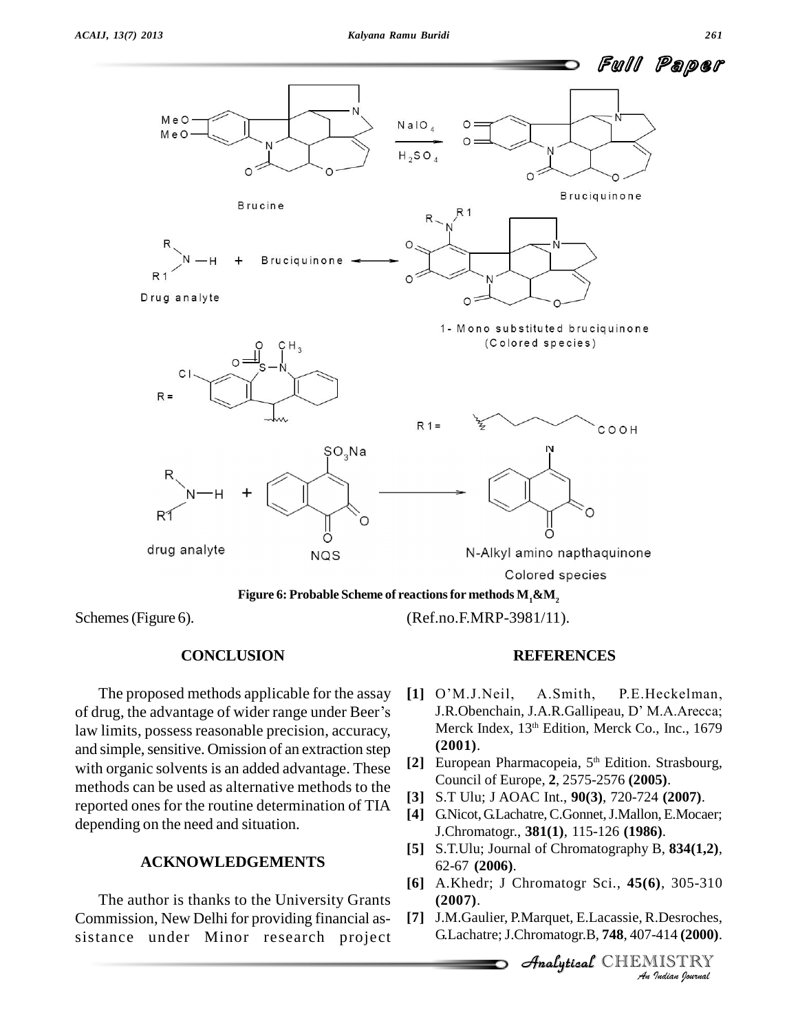Figure 6: Probable Scheme of reactions for methods $M_1$&$M_2$

Schemes (Figure 6).

## CONCLUSION

The proposed methods applicable for the assay of drug, the advantage of wider range under Beer's law limits, possess reasonable precision, accuracy, and simple, sensitive. Omission of an extraction step with organic solvents is an added advantage. These methods can be used as alternative methods to the reported ones for the routine determination of TIA depending on the need and situation.

## ACKNOWLEDGEMENTS

The author is thanks to the University Grants Commission, New Delhi for providing financial assistance under Minor research project (Ref.no.F.MRP-3981/11).

## REFERENCES

**[1]** O'M.J.Neil, A.Smith, P.E.Heckelman, J.R.Obenchain, J.A.R.Gallipeau, D' M.A.Arecca; Merck Index, 13th Edition, Merck Co., Inc., 1679 **(2001)**.

**[2]** European Pharmacopeia, 5th Edition. Strasbourg, Council of Europe, **2**, 2575-2576 **(2005)**.

**[3]** S.T Ulu; J AOAC Int., **90(3)**, 720-724 **(2007)**.

**[4]** G.Nicot, G.Lachatre, C.Gonnet, J.Mallon, E.Mocaer; J.Chromatogr., **381(1)**, 115-126 **(1986)**.

**[5]** S.T.Ulu; Journal of Chromatography B, **834(1,2)**, 62-67 **(2006)**.

**[6]** A.Khedr; J Chromatogr Sci., **45(6)**, 305-310 **(2007)**.

**[7]** J.M.Gaulier, P.Marquet, E.Lacassie, R.Desroches, G.Lachatre; J.Chromatogr.B, **748**, 407-414 **(2000)**.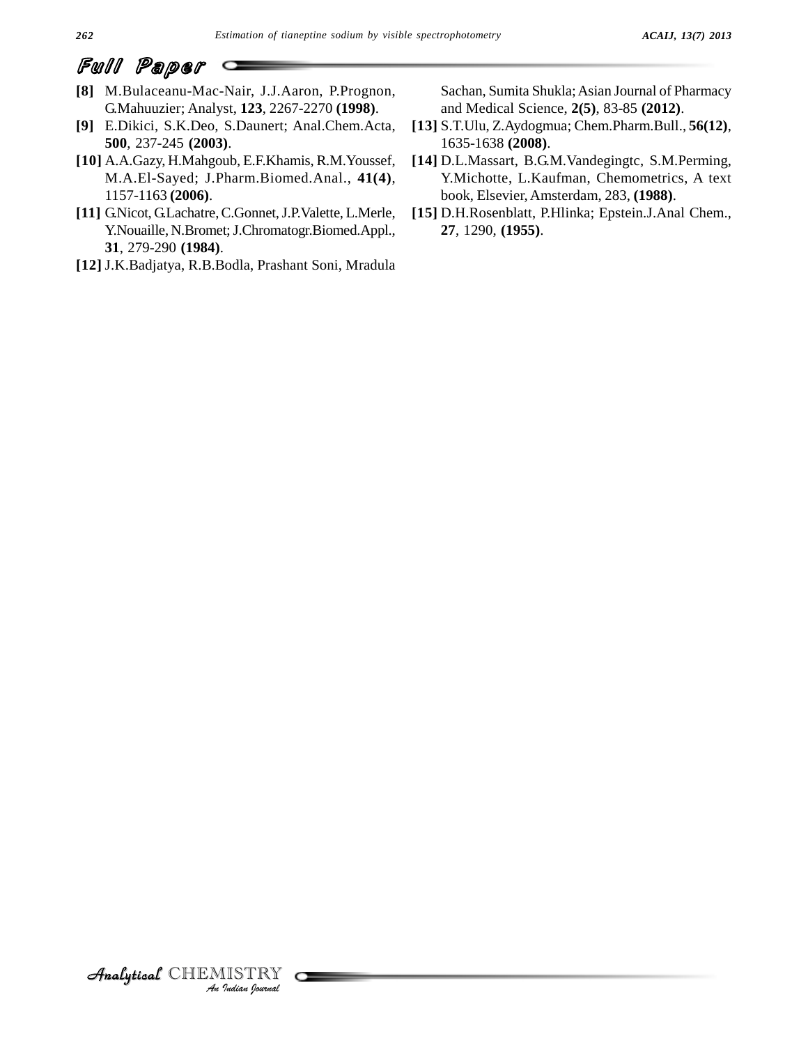[8] M.Bulaceanu-Mac-Nair, J.J.Aaron, P.Prognon, G.Mahuuzier; Analyst, **123**, 2267-2270 **(1998)**.

[9] E.Dikici, S.K.Deo, S.Daunert; Anal.Chem.Acta, **500**, 237-245 **(2003)**.

[10] A.A.Gazy, H.Mahgoub, E.F.Khamis, R.M.Youssef, M.A.El-Sayed; J.Pharm.Biomed.Anal., **41(4)**, 1157-1163 **(2006)**.

[11] G.Nicot, G.Lachatre, C.Gonnet, J.P.Valette, L.Merle, Y.Nouaille, N.Bromet; J.Chromatogr.Biomed.Appl., **31**, 279-290 **(1984)**.

[12] J.K.Badjatya, R.B.Bodla, Prashant Soni, Mradula Sachan, Sumita Shukla; Asian Journal of Pharmacy and Medical Science, **2(5)**, 83-85 **(2012)**.

[13] S.T.Ulu, Z.Aydogmua; Chem.Pharm.Bull., **56(12)**, 1635-1638 **(2008)**.

[14] D.L.Massart, B.G.M.Vandegingtc, S.M.Perming, Y.Michotte, L.Kaufman, Chemometrics, A text book, Elsevier, Amsterdam, 283, **(1988)**.

[15] D.H.Rosenblatt, P.Hlinka; Epstein.J.Anal Chem., **27**, 1290, **(1955)**.